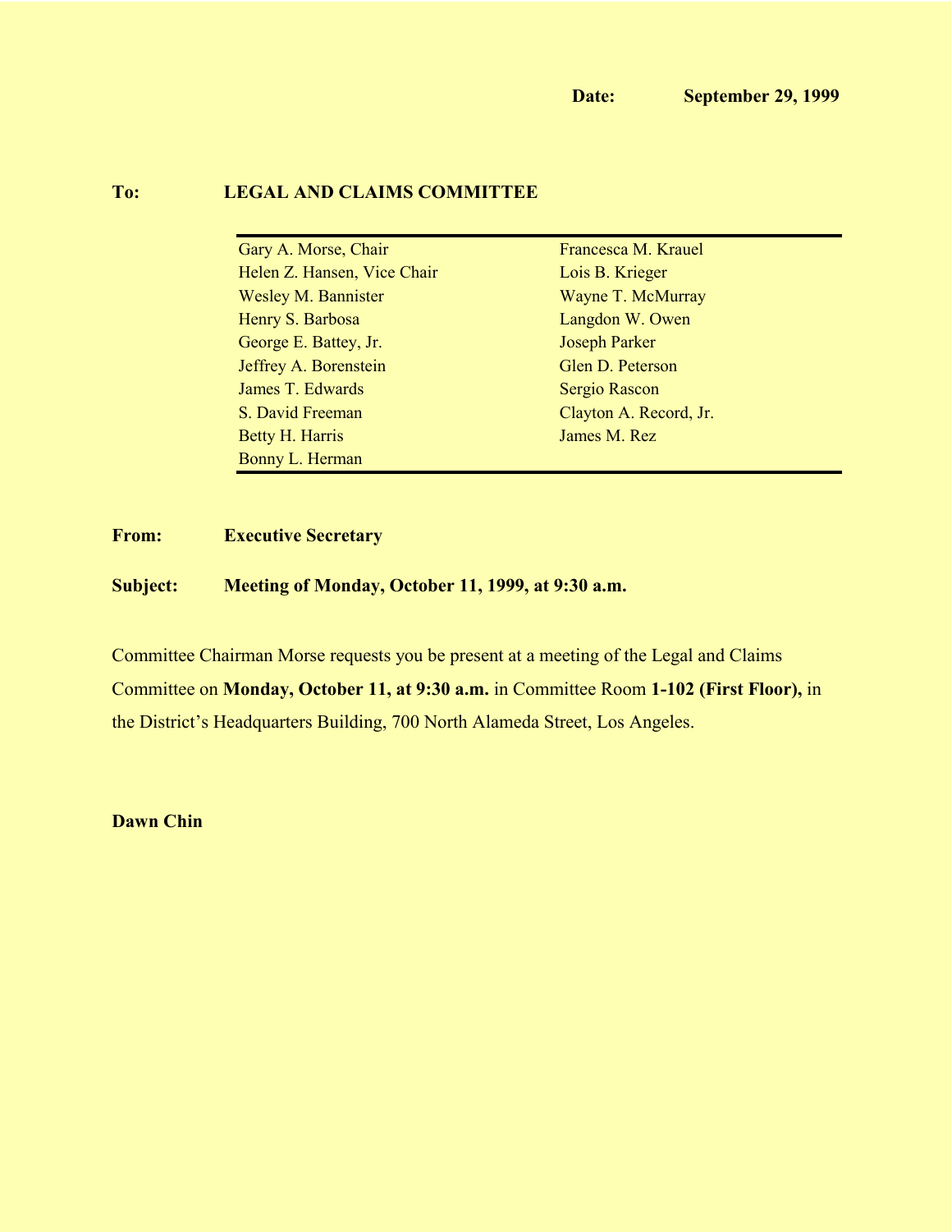**Date:** **September 29, 1999**

**To:** **LEGAL AND CLAIMS COMMITTEE**

| | |
|---|---|
| Gary A. Morse, Chair | Francesca M. Krauel |
| Helen Z. Hansen, Vice Chair | Lois B. Krieger |
| Wesley M. Bannister | Wayne T. McMurray |
| Henry S. Barbosa | Langdon W. Owen |
| George E. Battey, Jr. | Joseph Parker |
| Jeffrey A. Borenstein | Glen D. Peterson |
| James T. Edwards | Sergio Rascon |
| S. David Freeman | Clayton A. Record, Jr. |
| Betty H. Harris | James M. Rez |
| Bonny L. Herman | |

**From:** **Executive Secretary**

**Subject:** **Meeting of Monday, October 11, 1999, at 9:30 a.m.**

Committee Chairman Morse requests you be present at a meeting of the Legal and Claims Committee on **Monday, October 11, at 9:30 a.m.** in Committee Room **1-102 (First Floor),** in the District's Headquarters Building, 700 North Alameda Street, Los Angeles.

**Dawn Chin**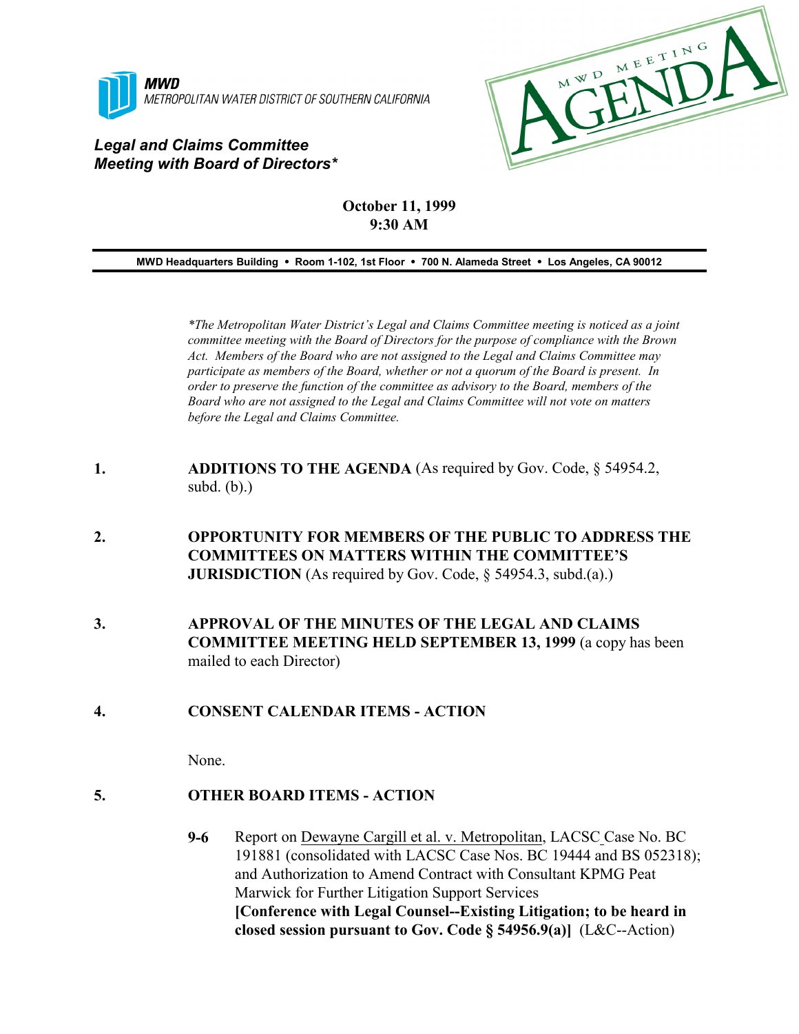**MWD**
*METROPOLITAN WATER DISTRICT OF SOUTHERN CALIFORNIA*

MWD MEETING AGENDA

***Legal and Claims Committee***
***Meeting with Board of Directors****

**October 11, 1999**
**9:30 AM**

**MWD Headquarters Building • Room 1-102, 1st Floor • 700 N. Alameda Street • Los Angeles, CA 90012**

*\*The Metropolitan Water District's Legal and Claims Committee meeting is noticed as a joint committee meeting with the Board of Directors for the purpose of compliance with the Brown Act. Members of the Board who are not assigned to the Legal and Claims Committee may participate as members of the Board, whether or not a quorum of the Board is present. In order to preserve the function of the committee as advisory to the Board, members of the Board who are not assigned to the Legal and Claims Committee will not vote on matters before the Legal and Claims Committee.*

1. **ADDITIONS TO THE AGENDA** (As required by Gov. Code, § 54954.2, subd. (b).)

2. **OPPORTUNITY FOR MEMBERS OF THE PUBLIC TO ADDRESS THE COMMITTEES ON MATTERS WITHIN THE COMMITTEE'S JURISDICTION** (As required by Gov. Code, § 54954.3, subd.(a).)

3. **APPROVAL OF THE MINUTES OF THE LEGAL AND CLAIMS COMMITTEE MEETING HELD SEPTEMBER 13, 1999** (a copy has been mailed to each Director)

4. **CONSENT CALENDAR ITEMS - ACTION**

   None.

5. **OTHER BOARD ITEMS - ACTION**

   **9-6** Report on Dewayne Cargill et al. v. Metropolitan, LACSC Case No. BC 191881 (consolidated with LACSC Case Nos. BC 19444 and BS 052318); and Authorization to Amend Contract with Consultant KPMG Peat Marwick for Further Litigation Support Services **[Conference with Legal Counsel--Existing Litigation; to be heard in closed session pursuant to Gov. Code § 54956.9(a)]** (L&C--Action)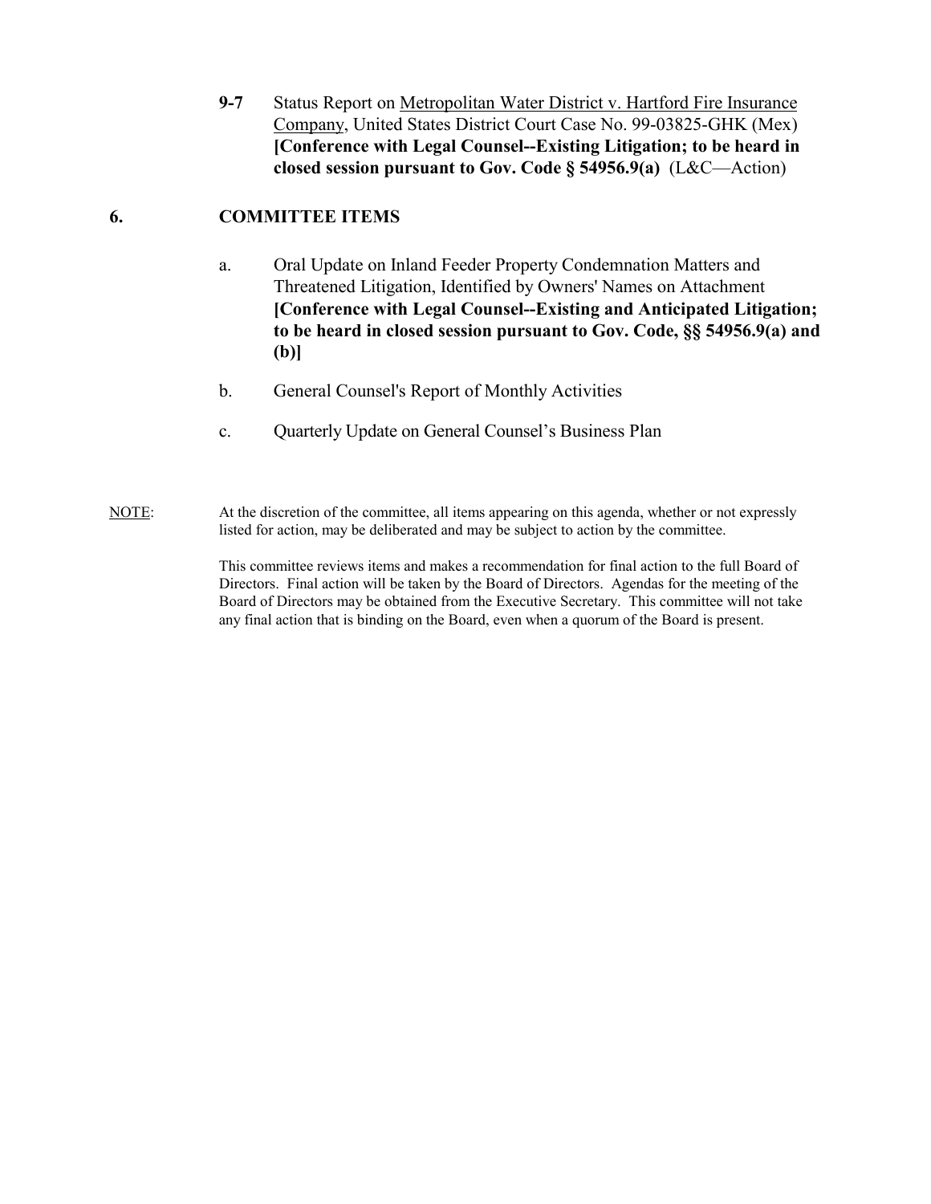**9-7** Status Report on Metropolitan Water District v. Hartford Fire Insurance Company, United States District Court Case No. 99-03825-GHK (Mex) **[Conference with Legal Counsel--Existing Litigation; to be heard in closed session pursuant to Gov. Code § 54956.9(a)** (L&C—Action)

## 6. COMMITTEE ITEMS

a. Oral Update on Inland Feeder Property Condemnation Matters and Threatened Litigation, Identified by Owners' Names on Attachment **[Conference with Legal Counsel--Existing and Anticipated Litigation; to be heard in closed session pursuant to Gov. Code, §§ 54956.9(a) and (b)]**

b. General Counsel's Report of Monthly Activities

c. Quarterly Update on General Counsel's Business Plan

NOTE: At the discretion of the committee, all items appearing on this agenda, whether or not expressly listed for action, may be deliberated and may be subject to action by the committee.

This committee reviews items and makes a recommendation for final action to the full Board of Directors. Final action will be taken by the Board of Directors. Agendas for the meeting of the Board of Directors may be obtained from the Executive Secretary. This committee will not take any final action that is binding on the Board, even when a quorum of the Board is present.